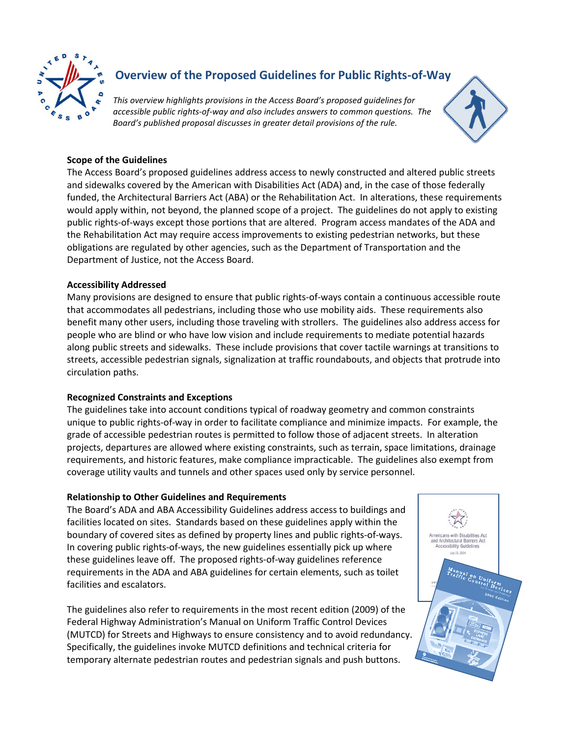# Overview of the Proposed Guidelines for Public Rights-of-Way

*This overview highlights provisions in the Access Board's proposed guidelines for accessible public rights-of-way and also includes answers to common questions. The Board's published proposal discusses in greater detail provisions of the rule.*

**Scope of the Guidelines**

The Access Board's proposed guidelines address access to newly constructed and altered public streets and sidewalks covered by the American with Disabilities Act (ADA) and, in the case of those federally funded, the Architectural Barriers Act (ABA) or the Rehabilitation Act. In alterations, these requirements would apply within, not beyond, the planned scope of a project. The guidelines do not apply to existing public rights-of-ways except those portions that are altered. Program access mandates of the ADA and the Rehabilitation Act may require access improvements to existing pedestrian networks, but these obligations are regulated by other agencies, such as the Department of Transportation and the Department of Justice, not the Access Board.

**Accessibility Addressed**

Many provisions are designed to ensure that public rights-of-ways contain a continuous accessible route that accommodates all pedestrians, including those who use mobility aids. These requirements also benefit many other users, including those traveling with strollers. The guidelines also address access for people who are blind or who have low vision and include requirements to mediate potential hazards along public streets and sidewalks. These include provisions that cover tactile warnings at transitions to streets, accessible pedestrian signals, signalization at traffic roundabouts, and objects that protrude into circulation paths.

**Recognized Constraints and Exceptions**

The guidelines take into account conditions typical of roadway geometry and common constraints unique to public rights-of-way in order to facilitate compliance and minimize impacts. For example, the grade of accessible pedestrian routes is permitted to follow those of adjacent streets. In alteration projects, departures are allowed where existing constraints, such as terrain, space limitations, drainage requirements, and historic features, make compliance impracticable. The guidelines also exempt from coverage utility vaults and tunnels and other spaces used only by service personnel.

**Relationship to Other Guidelines and Requirements**

The Board's ADA and ABA Accessibility Guidelines address access to buildings and facilities located on sites. Standards based on these guidelines apply within the boundary of covered sites as defined by property lines and public rights-of-ways. In covering public rights-of-ways, the new guidelines essentially pick up where these guidelines leave off. The proposed rights-of-way guidelines reference requirements in the ADA and ABA guidelines for certain elements, such as toilet facilities and escalators.

The guidelines also refer to requirements in the most recent edition (2009) of the Federal Highway Administration's Manual on Uniform Traffic Control Devices (MUTCD) for Streets and Highways to ensure consistency and to avoid redundancy. Specifically, the guidelines invoke MUTCD definitions and technical criteria for temporary alternate pedestrian routes and pedestrian signals and push buttons.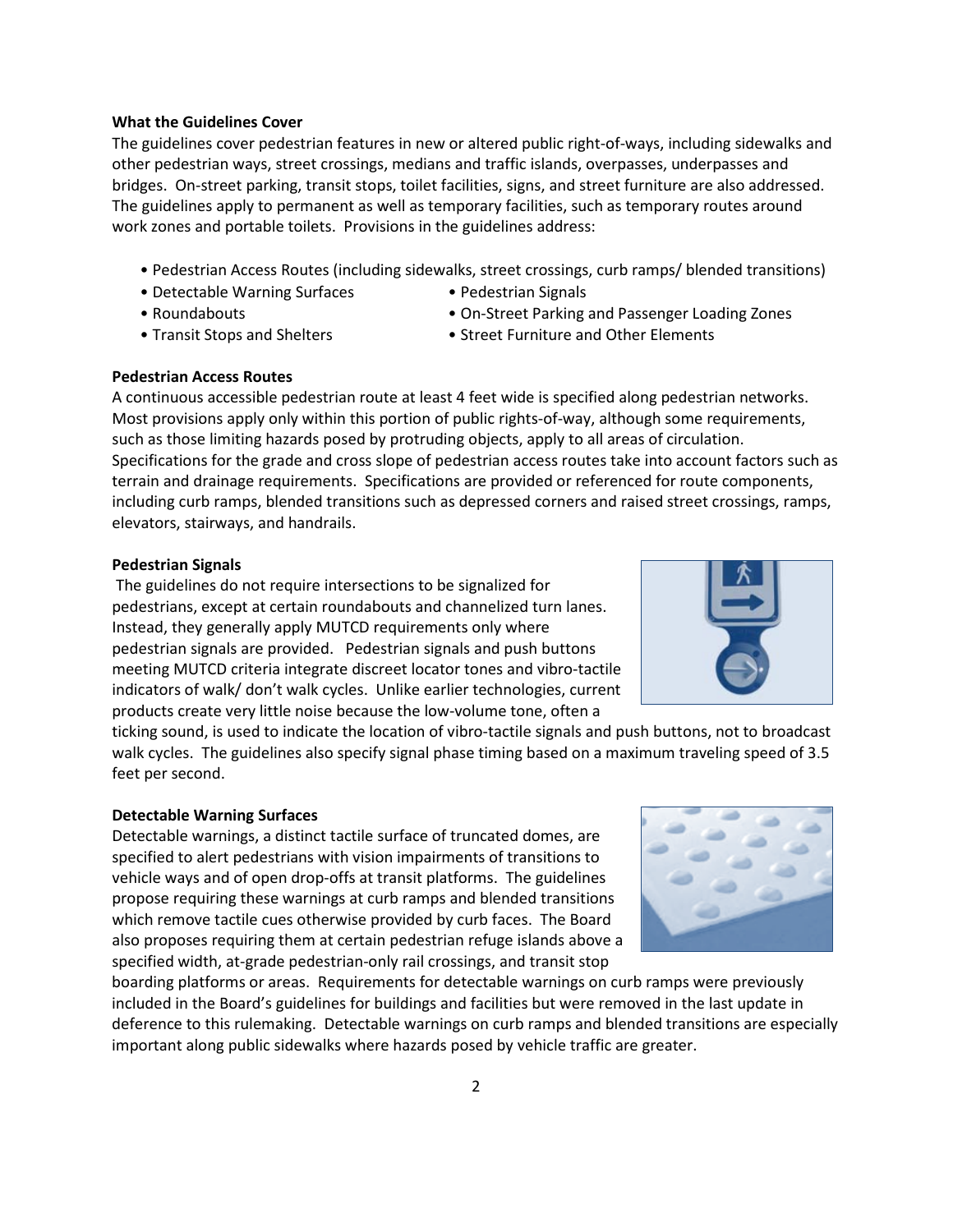**What the Guidelines Cover**

The guidelines cover pedestrian features in new or altered public right-of-ways, including sidewalks and other pedestrian ways, street crossings, medians and traffic islands, overpasses, underpasses and bridges. On-street parking, transit stops, toilet facilities, signs, and street furniture are also addressed. The guidelines apply to permanent as well as temporary facilities, such as temporary routes around work zones and portable toilets. Provisions in the guidelines address:

- Pedestrian Access Routes (including sidewalks, street crossings, curb ramps/ blended transitions)
- Detectable Warning Surfaces
- Pedestrian Signals
- Roundabouts
- On-Street Parking and Passenger Loading Zones
- Transit Stops and Shelters
- Street Furniture and Other Elements

**Pedestrian Access Routes**

A continuous accessible pedestrian route at least 4 feet wide is specified along pedestrian networks. Most provisions apply only within this portion of public rights-of-way, although some requirements, such as those limiting hazards posed by protruding objects, apply to all areas of circulation. Specifications for the grade and cross slope of pedestrian access routes take into account factors such as terrain and drainage requirements. Specifications are provided or referenced for route components, including curb ramps, blended transitions such as depressed corners and raised street crossings, ramps, elevators, stairways, and handrails.

**Pedestrian Signals**

The guidelines do not require intersections to be signalized for pedestrians, except at certain roundabouts and channelized turn lanes. Instead, they generally apply MUTCD requirements only where pedestrian signals are provided. Pedestrian signals and push buttons meeting MUTCD criteria integrate discreet locator tones and vibro-tactile indicators of walk/ don't walk cycles. Unlike earlier technologies, current products create very little noise because the low-volume tone, often a ticking sound, is used to indicate the location of vibro-tactile signals and push buttons, not to broadcast walk cycles. The guidelines also specify signal phase timing based on a maximum traveling speed of 3.5 feet per second.

**Detectable Warning Surfaces**

Detectable warnings, a distinct tactile surface of truncated domes, are specified to alert pedestrians with vision impairments of transitions to vehicle ways and of open drop-offs at transit platforms. The guidelines propose requiring these warnings at curb ramps and blended transitions which remove tactile cues otherwise provided by curb faces. The Board also proposes requiring them at certain pedestrian refuge islands above a specified width, at-grade pedestrian-only rail crossings, and transit stop boarding platforms or areas. Requirements for detectable warnings on curb ramps were previously included in the Board's guidelines for buildings and facilities but were removed in the last update in deference to this rulemaking. Detectable warnings on curb ramps and blended transitions are especially important along public sidewalks where hazards posed by vehicle traffic are greater.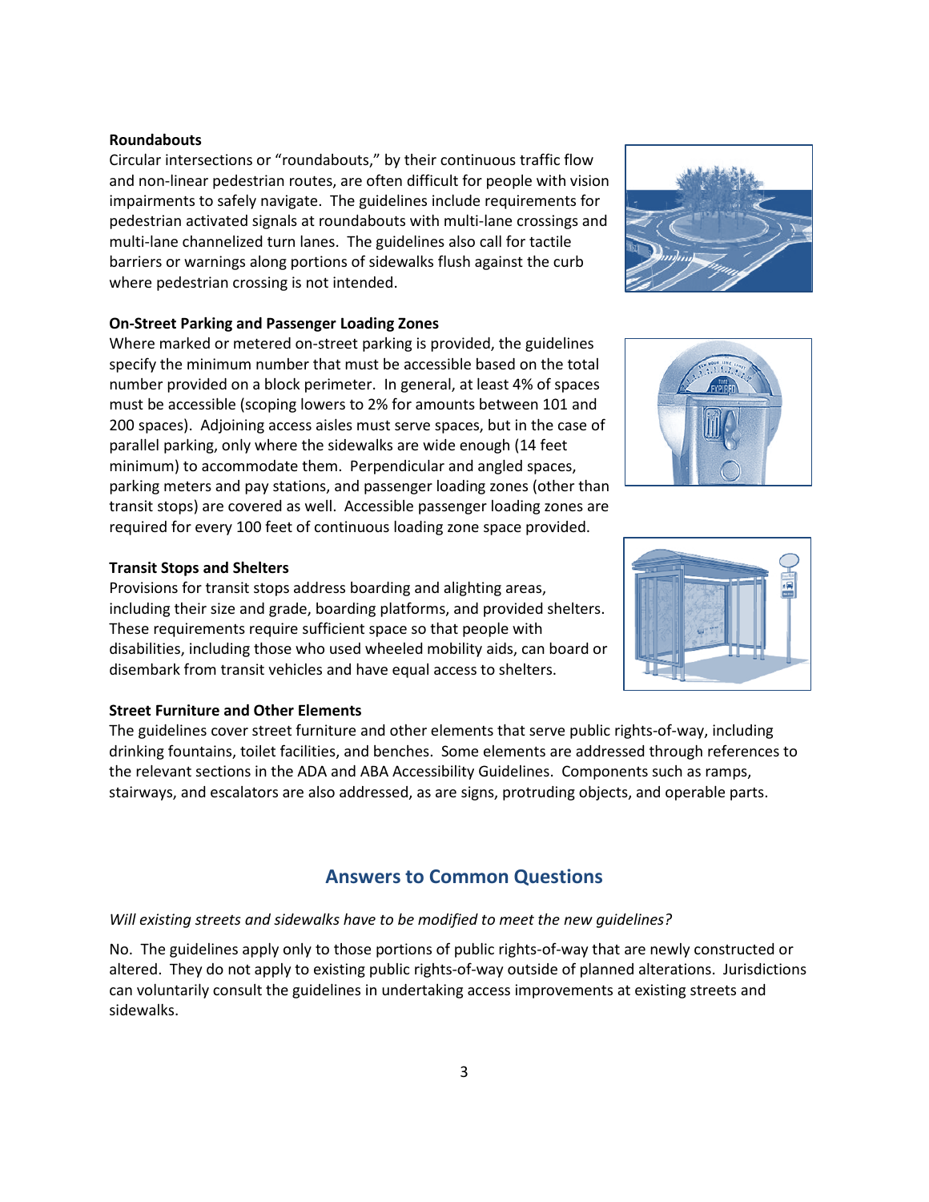**Roundabouts**

Circular intersections or "roundabouts," by their continuous traffic flow and non-linear pedestrian routes, are often difficult for people with vision impairments to safely navigate. The guidelines include requirements for pedestrian activated signals at roundabouts with multi-lane crossings and multi-lane channelized turn lanes. The guidelines also call for tactile barriers or warnings along portions of sidewalks flush against the curb where pedestrian crossing is not intended.

**On-Street Parking and Passenger Loading Zones**

Where marked or metered on-street parking is provided, the guidelines specify the minimum number that must be accessible based on the total number provided on a block perimeter. In general, at least 4% of spaces must be accessible (scoping lowers to 2% for amounts between 101 and 200 spaces). Adjoining access aisles must serve spaces, but in the case of parallel parking, only where the sidewalks are wide enough (14 feet minimum) to accommodate them. Perpendicular and angled spaces, parking meters and pay stations, and passenger loading zones (other than transit stops) are covered as well. Accessible passenger loading zones are required for every 100 feet of continuous loading zone space provided.

**Transit Stops and Shelters**

Provisions for transit stops address boarding and alighting areas, including their size and grade, boarding platforms, and provided shelters. These requirements require sufficient space so that people with disabilities, including those who used wheeled mobility aids, can board or disembark from transit vehicles and have equal access to shelters.

**Street Furniture and Other Elements**

The guidelines cover street furniture and other elements that serve public rights-of-way, including drinking fountains, toilet facilities, and benches. Some elements are addressed through references to the relevant sections in the ADA and ABA Accessibility Guidelines. Components such as ramps, stairways, and escalators are also addressed, as are signs, protruding objects, and operable parts.

## Answers to Common Questions

*Will existing streets and sidewalks have to be modified to meet the new guidelines?*

No. The guidelines apply only to those portions of public rights-of-way that are newly constructed or altered. They do not apply to existing public rights-of-way outside of planned alterations. Jurisdictions can voluntarily consult the guidelines in undertaking access improvements at existing streets and sidewalks.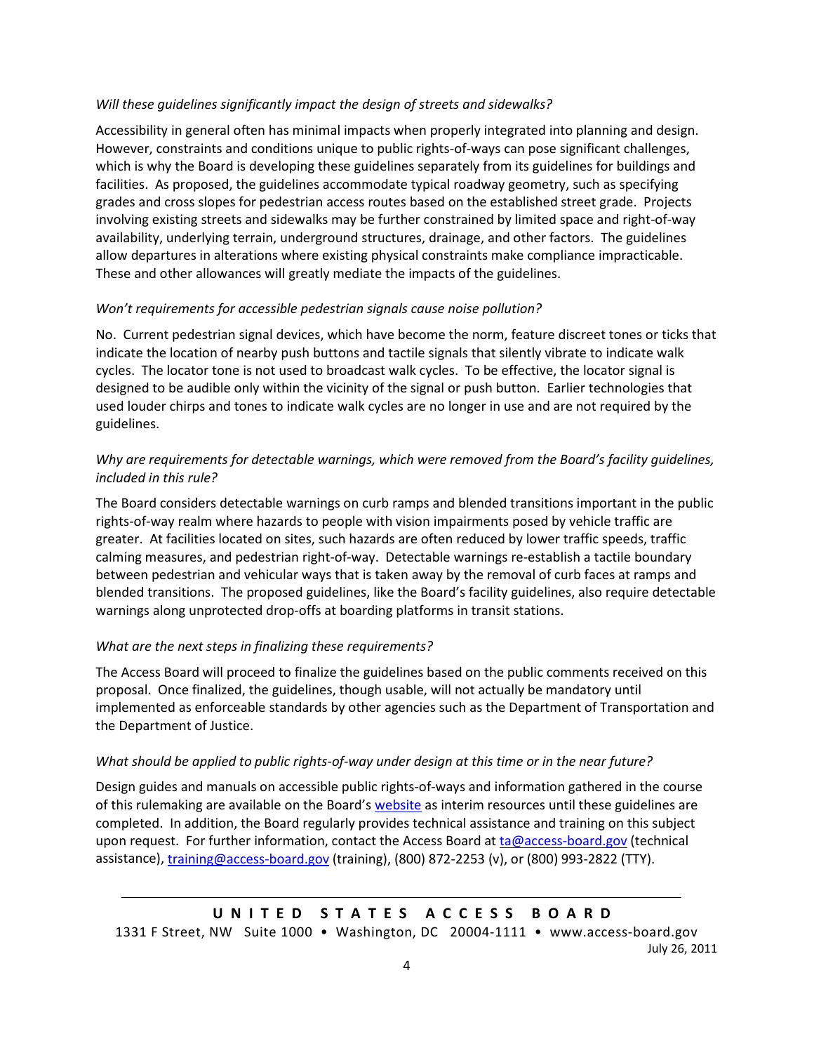*Will these guidelines significantly impact the design of streets and sidewalks?*

Accessibility in general often has minimal impacts when properly integrated into planning and design. However, constraints and conditions unique to public rights-of-ways can pose significant challenges, which is why the Board is developing these guidelines separately from its guidelines for buildings and facilities. As proposed, the guidelines accommodate typical roadway geometry, such as specifying grades and cross slopes for pedestrian access routes based on the established street grade. Projects involving existing streets and sidewalks may be further constrained by limited space and right-of-way availability, underlying terrain, underground structures, drainage, and other factors. The guidelines allow departures in alterations where existing physical constraints make compliance impracticable. These and other allowances will greatly mediate the impacts of the guidelines.

*Won't requirements for accessible pedestrian signals cause noise pollution?*

No. Current pedestrian signal devices, which have become the norm, feature discreet tones or ticks that indicate the location of nearby push buttons and tactile signals that silently vibrate to indicate walk cycles. The locator tone is not used to broadcast walk cycles. To be effective, the locator signal is designed to be audible only within the vicinity of the signal or push button. Earlier technologies that used louder chirps and tones to indicate walk cycles are no longer in use and are not required by the guidelines.

*Why are requirements for detectable warnings, which were removed from the Board's facility guidelines, included in this rule?*

The Board considers detectable warnings on curb ramps and blended transitions important in the public rights-of-way realm where hazards to people with vision impairments posed by vehicle traffic are greater. At facilities located on sites, such hazards are often reduced by lower traffic speeds, traffic calming measures, and pedestrian right-of-way. Detectable warnings re-establish a tactile boundary between pedestrian and vehicular ways that is taken away by the removal of curb faces at ramps and blended transitions. The proposed guidelines, like the Board's facility guidelines, also require detectable warnings along unprotected drop-offs at boarding platforms in transit stations.

*What are the next steps in finalizing these requirements?*

The Access Board will proceed to finalize the guidelines based on the public comments received on this proposal. Once finalized, the guidelines, though usable, will not actually be mandatory until implemented as enforceable standards by other agencies such as the Department of Transportation and the Department of Justice.

*What should be applied to public rights-of-way under design at this time or in the near future?*

Design guides and manuals on accessible public rights-of-ways and information gathered in the course of this rulemaking are available on the Board's [website](#) as interim resources until these guidelines are completed. In addition, the Board regularly provides technical assistance and training on this subject upon request. For further information, contact the Access Board at [ta@access-board.gov](mailto:ta@access-board.gov) (technical assistance), [training@access-board.gov](mailto:training@access-board.gov) (training), (800) 872-2253 (v), or (800) 993-2822 (TTY).

---

**U N I T E D   S T A T E S   A C C E S S   B O A R D**

1331 F Street, NW Suite 1000 • Washington, DC 20004-1111 • www.access-board.gov

July 26, 2011